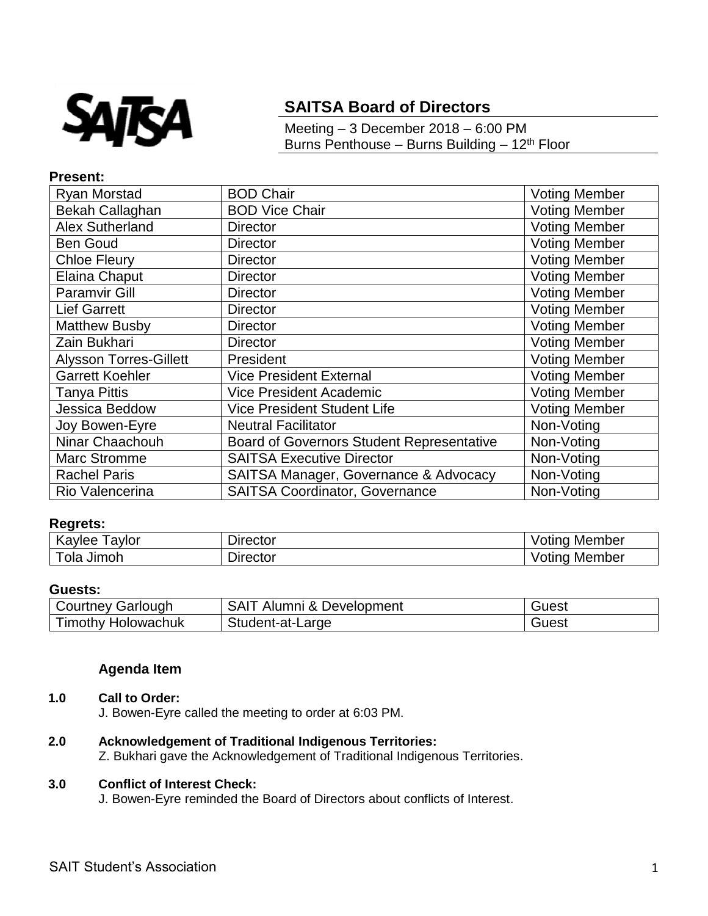# SAITSA Board of Directors

Meeting – 3 December 2018 – 6:00 PM
Burns Penthouse – Burns Building – 12th Floor

**Present:**

| Ryan Morstad | BOD Chair | Voting Member |
|---|---|---|
| Bekah Callaghan | BOD Vice Chair | Voting Member |
| Alex Sutherland | Director | Voting Member |
| Ben Goud | Director | Voting Member |
| Chloe Fleury | Director | Voting Member |
| Elaina Chaput | Director | Voting Member |
| Paramvir Gill | Director | Voting Member |
| Lief Garrett | Director | Voting Member |
| Matthew Busby | Director | Voting Member |
| Zain Bukhari | Director | Voting Member |
| Alysson Torres-Gillett | President | Voting Member |
| Garrett Koehler | Vice President External | Voting Member |
| Tanya Pittis | Vice President Academic | Voting Member |
| Jessica Beddow | Vice President Student Life | Voting Member |
| Joy Bowen-Eyre | Neutral Facilitator | Non-Voting |
| Ninar Chaachouh | Board of Governors Student Representative | Non-Voting |
| Marc Stromme | SAITSA Executive Director | Non-Voting |
| Rachel Paris | SAITSA Manager, Governance & Advocacy | Non-Voting |
| Rio Valencerina | SAITSA Coordinator, Governance | Non-Voting |

**Regrets:**

| Kaylee Taylor | Director | Voting Member |
|---|---|---|
| Tola Jimoh | Director | Voting Member |

**Guests:**

| Courtney Garlough | SAIT Alumni & Development | Guest |
|---|---|---|
| Timothy Holowachuk | Student-at-Large | Guest |

**Agenda Item**

**1.0 Call to Order:**
J. Bowen-Eyre called the meeting to order at 6:03 PM.

**2.0 Acknowledgement of Traditional Indigenous Territories:**
Z. Bukhari gave the Acknowledgement of Traditional Indigenous Territories.

**3.0 Conflict of Interest Check:**
J. Bowen-Eyre reminded the Board of Directors about conflicts of Interest.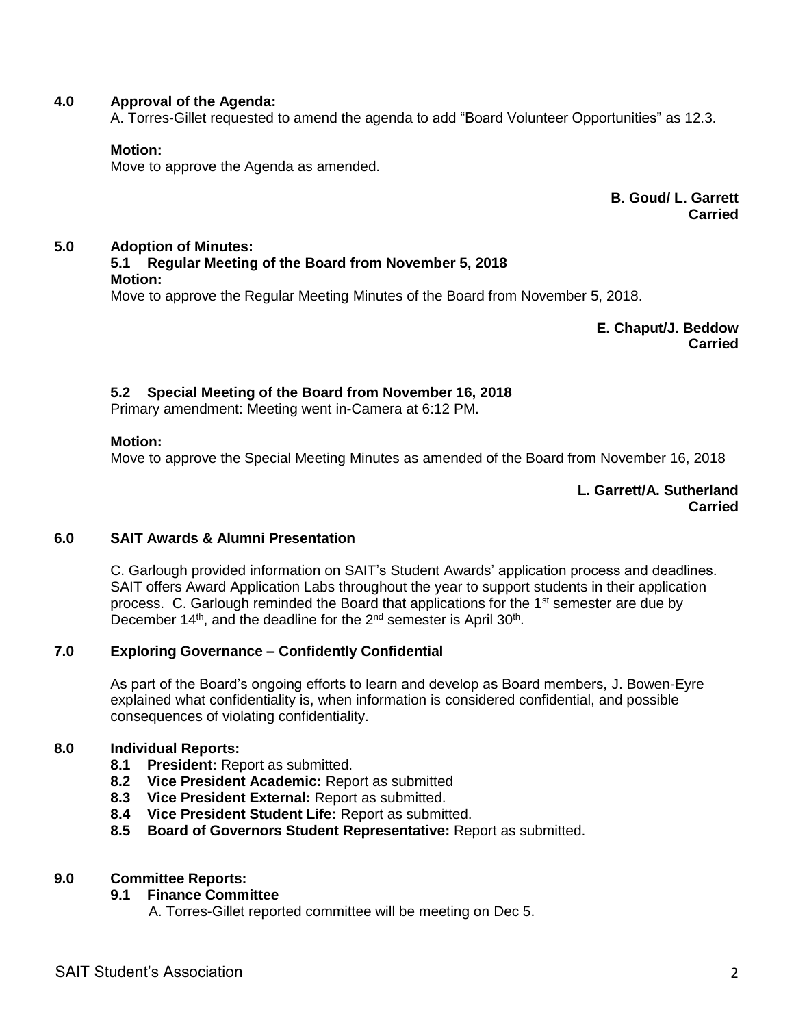## 4.0 Approval of the Agenda:

A. Torres-Gillet requested to amend the agenda to add "Board Volunteer Opportunities" as 12.3.

**Motion:**
Move to approve the Agenda as amended.

**B. Goud/ L. Garrett**
**Carried**

## 5.0 Adoption of Minutes:

### 5.1 Regular Meeting of the Board from November 5, 2018

**Motion:**
Move to approve the Regular Meeting Minutes of the Board from November 5, 2018.

**E. Chaput/J. Beddow**
**Carried**

### 5.2 Special Meeting of the Board from November 16, 2018

Primary amendment: Meeting went in-Camera at 6:12 PM.

**Motion:**
Move to approve the Special Meeting Minutes as amended of the Board from November 16, 2018

**L. Garrett/A. Sutherland**
**Carried**

## 6.0 SAIT Awards & Alumni Presentation

C. Garlough provided information on SAIT's Student Awards' application process and deadlines. SAIT offers Award Application Labs throughout the year to support students in their application process. C. Garlough reminded the Board that applications for the 1st semester are due by December 14th, and the deadline for the 2nd semester is April 30th.

## 7.0 Exploring Governance – Confidently Confidential

As part of the Board's ongoing efforts to learn and develop as Board members, J. Bowen-Eyre explained what confidentiality is, when information is considered confidential, and possible consequences of violating confidentiality.

## 8.0 Individual Reports:

- **8.1 President:** Report as submitted.
- **8.2 Vice President Academic:** Report as submitted
- **8.3 Vice President External:** Report as submitted.
- **8.4 Vice President Student Life:** Report as submitted.
- **8.5 Board of Governors Student Representative:** Report as submitted.

## 9.0 Committee Reports:

### 9.1 Finance Committee

A. Torres-Gillet reported committee will be meeting on Dec 5.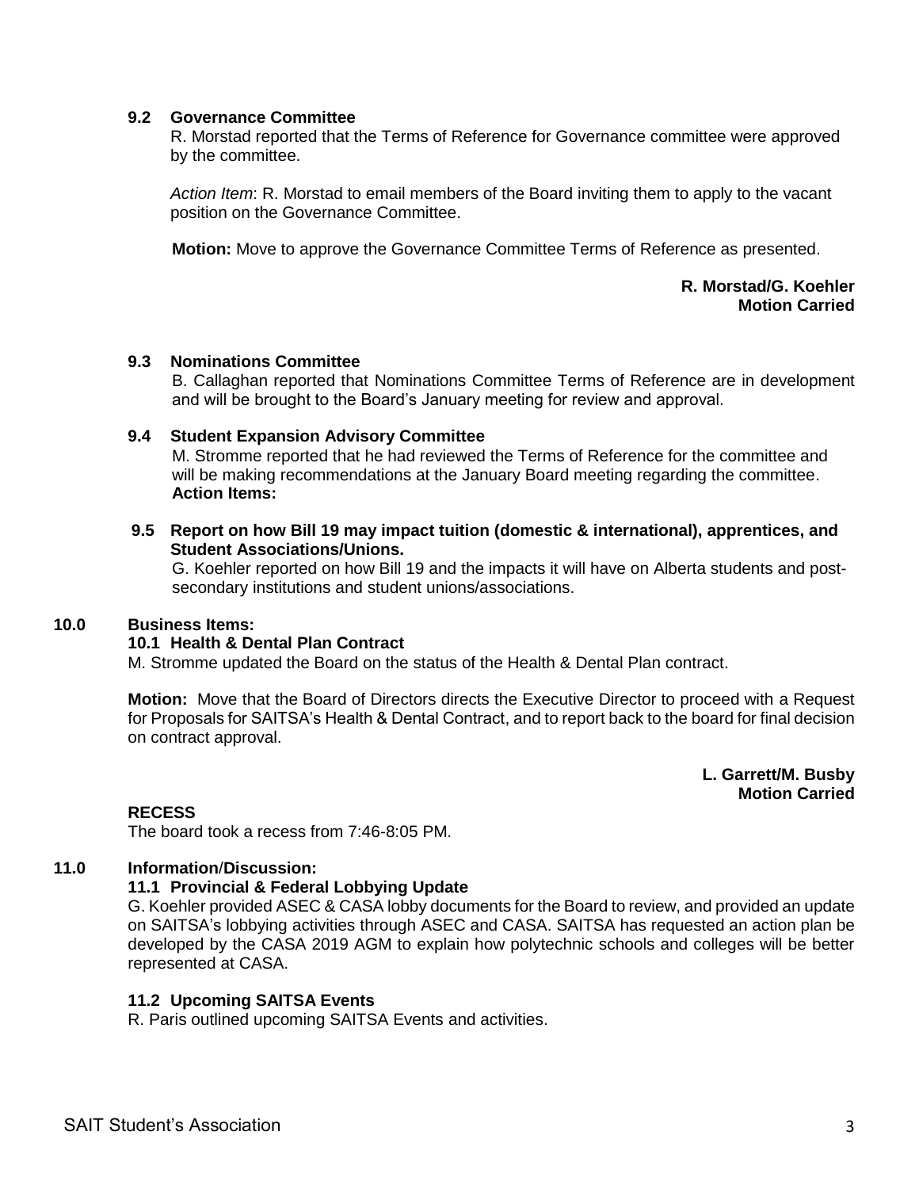### 9.2 Governance Committee

R. Morstad reported that the Terms of Reference for Governance committee were approved by the committee.

*Action Item*: R. Morstad to email members of the Board inviting them to apply to the vacant position on the Governance Committee.

**Motion:** Move to approve the Governance Committee Terms of Reference as presented.

**R. Morstad/G. Koehler**
**Motion Carried**

### 9.3 Nominations Committee

B. Callaghan reported that Nominations Committee Terms of Reference are in development and will be brought to the Board's January meeting for review and approval.

### 9.4 Student Expansion Advisory Committee

M. Stromme reported that he had reviewed the Terms of Reference for the committee and will be making recommendations at the January Board meeting regarding the committee.
**Action Items:**

### 9.5 Report on how Bill 19 may impact tuition (domestic & international), apprentices, and Student Associations/Unions.

G. Koehler reported on how Bill 19 and the impacts it will have on Alberta students and post-secondary institutions and student unions/associations.

## 10.0 Business Items:

### 10.1 Health & Dental Plan Contract

M. Stromme updated the Board on the status of the Health & Dental Plan contract.

**Motion:** Move that the Board of Directors directs the Executive Director to proceed with a Request for Proposals for SAITSA's Health & Dental Contract, and to report back to the board for final decision on contract approval.

**L. Garrett/M. Busby**
**Motion Carried**

**RECESS**

The board took a recess from 7:46-8:05 PM.

## 11.0 Information/Discussion:

### 11.1 Provincial & Federal Lobbying Update

G. Koehler provided ASEC & CASA lobby documents for the Board to review, and provided an update on SAITSA's lobbying activities through ASEC and CASA. SAITSA has requested an action plan be developed by the CASA 2019 AGM to explain how polytechnic schools and colleges will be better represented at CASA.

### 11.2 Upcoming SAITSA Events

R. Paris outlined upcoming SAITSA Events and activities.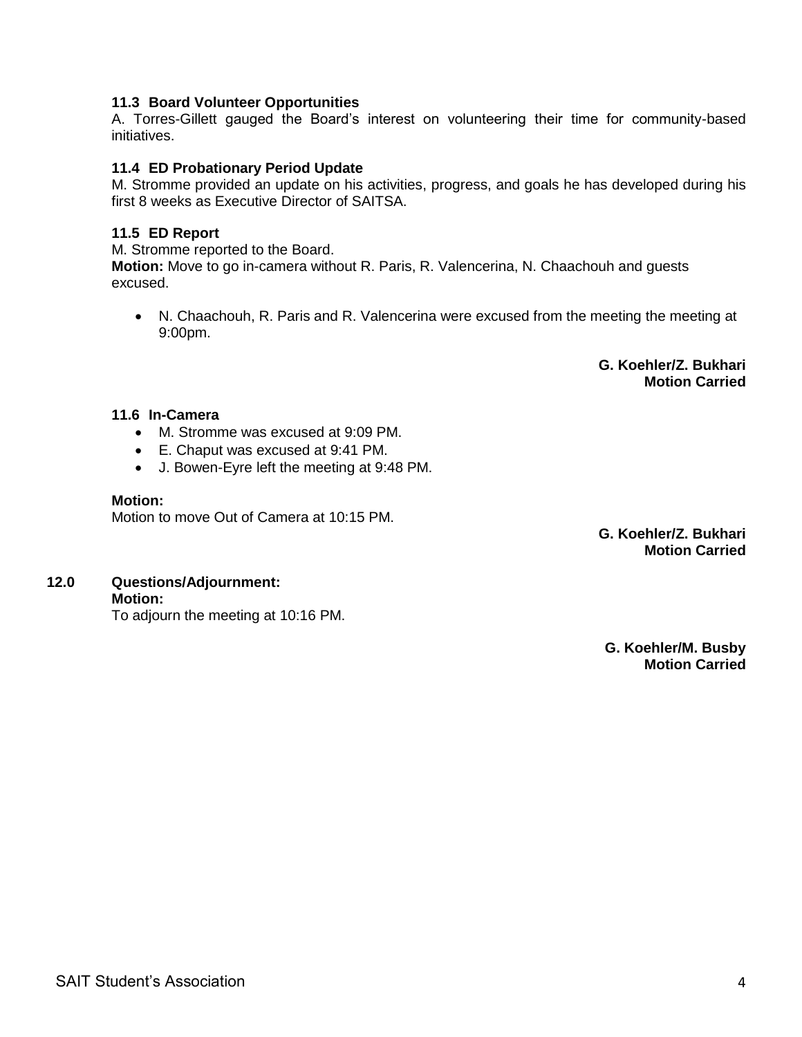### 11.3 Board Volunteer Opportunities

A. Torres-Gillett gauged the Board's interest on volunteering their time for community-based initiatives.

### 11.4 ED Probationary Period Update

M. Stromme provided an update on his activities, progress, and goals he has developed during his first 8 weeks as Executive Director of SAITSA.

### 11.5 ED Report

M. Stromme reported to the Board.
**Motion:** Move to go in-camera without R. Paris, R. Valencerina, N. Chaachouh and guests excused.

- N. Chaachouh, R. Paris and R. Valencerina were excused from the meeting the meeting at 9:00pm.

**G. Koehler/Z. Bukhari**
**Motion Carried**

### 11.6 In-Camera

- M. Stromme was excused at 9:09 PM.
- E. Chaput was excused at 9:41 PM.
- J. Bowen-Eyre left the meeting at 9:48 PM.

**Motion:**
Motion to move Out of Camera at 10:15 PM.

**G. Koehler/Z. Bukhari**
**Motion Carried**

## 12.0 Questions/Adjournment:

**Motion:**
To adjourn the meeting at 10:16 PM.

**G. Koehler/M. Busby**
**Motion Carried**